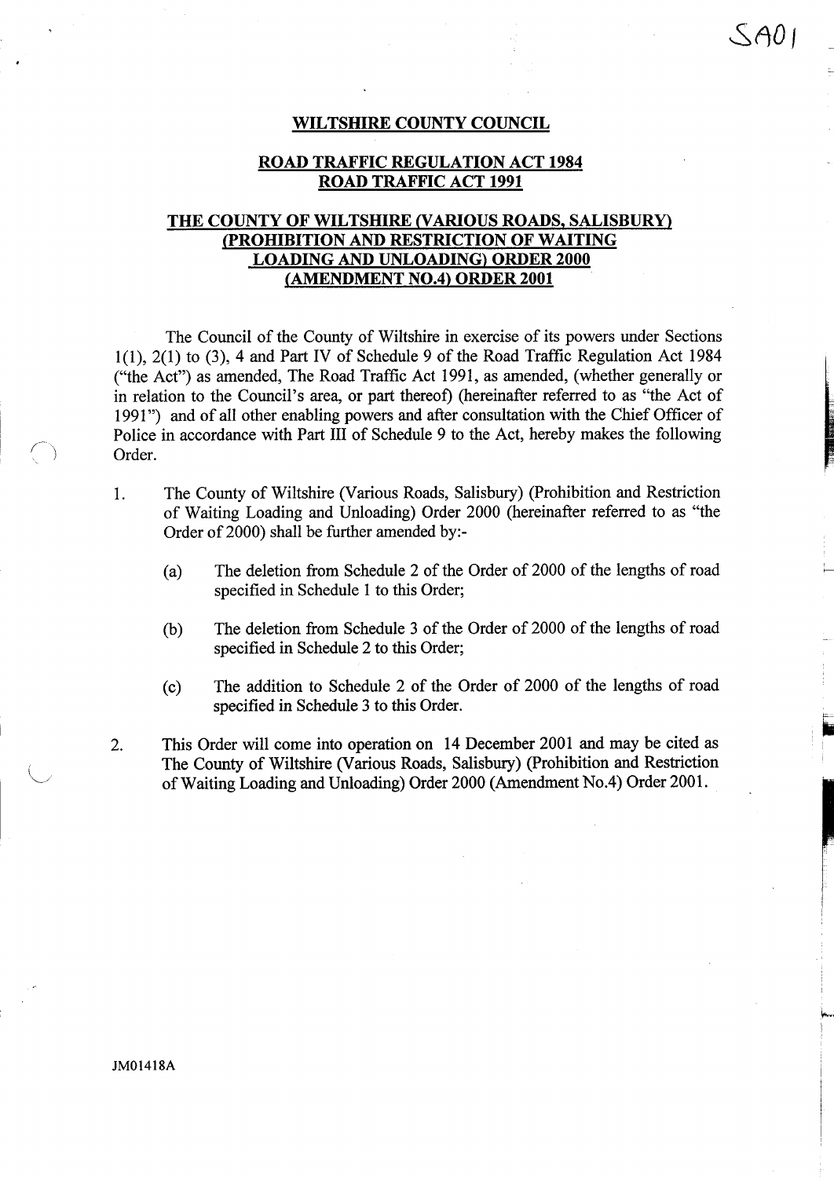SA01

# WILTSHIRE COUNTY COUNCIL

## ROAD TRAFFIC REGULATION ACT 1984
## ROAD TRAFFIC ACT 1991

## THE COUNTY OF WILTSHIRE (VARIOUS ROADS, SALISBURY) (PROHIBITION AND RESTRICTION OF WAITING LOADING AND UNLOADING) ORDER 2000 (AMENDMENT NO.4) ORDER 2001

The Council of the County of Wiltshire in exercise of its powers under Sections 1(1), 2(1) to (3), 4 and Part IV of Schedule 9 of the Road Traffic Regulation Act 1984 ("the Act") as amended, The Road Traffic Act 1991, as amended, (whether generally or in relation to the Council's area, or part thereof) (hereinafter referred to as "the Act of 1991") and of all other enabling powers and after consultation with the Chief Officer of Police in accordance with Part III of Schedule 9 to the Act, hereby makes the following Order.

1. The County of Wiltshire (Various Roads, Salisbury) (Prohibition and Restriction of Waiting Loading and Unloading) Order 2000 (hereinafter referred to as "the Order of 2000) shall be further amended by:-

   (a) The deletion from Schedule 2 of the Order of 2000 of the lengths of road specified in Schedule 1 to this Order;

   (b) The deletion from Schedule 3 of the Order of 2000 of the lengths of road specified in Schedule 2 to this Order;

   (c) The addition to Schedule 2 of the Order of 2000 of the lengths of road specified in Schedule 3 to this Order.

2. This Order will come into operation on 14 December 2001 and may be cited as The County of Wiltshire (Various Roads, Salisbury) (Prohibition and Restriction of Waiting Loading and Unloading) Order 2000 (Amendment No.4) Order 2001.

JM01418A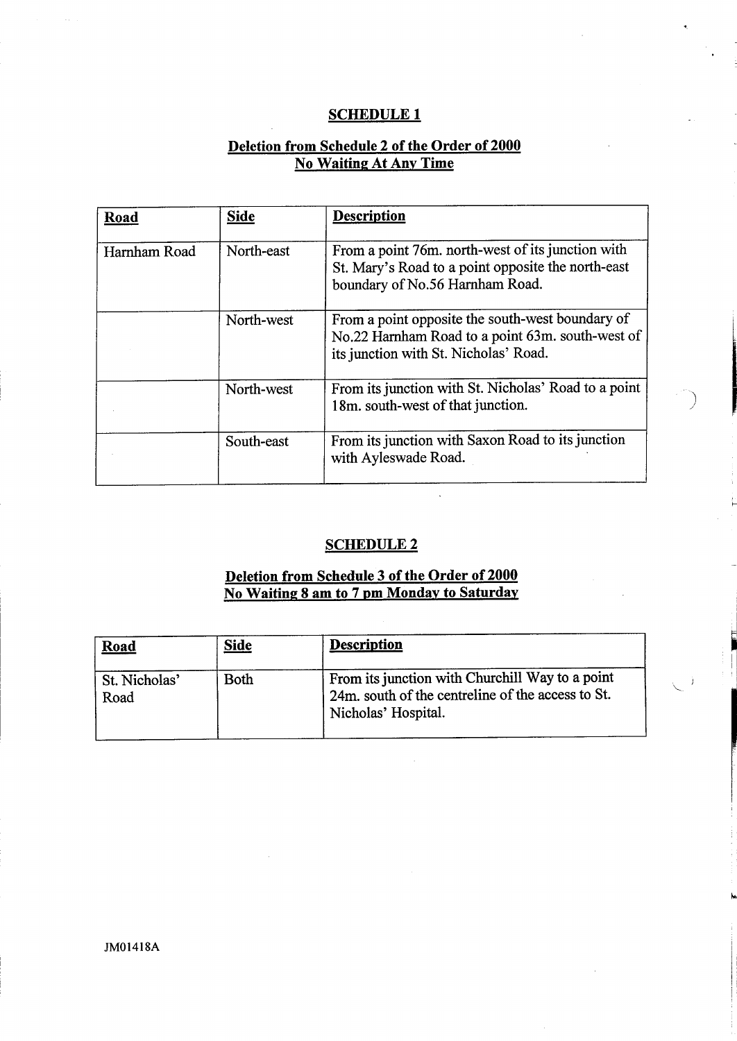## SCHEDULE 1

### Deletion from Schedule 2 of the Order of 2000
### No Waiting At Any Time

| Road | Side | Description |
|---|---|---|
| Harnham Road | North-east | From a point 76m. north-west of its junction with St. Mary's Road to a point opposite the north-east boundary of No.56 Harnham Road. |
| | North-west | From a point opposite the south-west boundary of No.22 Harnham Road to a point 63m. south-west of its junction with St. Nicholas' Road. |
| | North-west | From its junction with St. Nicholas' Road to a point 18m. south-west of that junction. |
| | South-east | From its junction with Saxon Road to its junction with Ayleswade Road. |

## SCHEDULE 2

### Deletion from Schedule 3 of the Order of 2000
### No Waiting 8 am to 7 pm Monday to Saturday

| Road | Side | Description |
|---|---|---|
| St. Nicholas' Road | Both | From its junction with Churchill Way to a point 24m. south of the centreline of the access to St. Nicholas' Hospital. |

JM01418A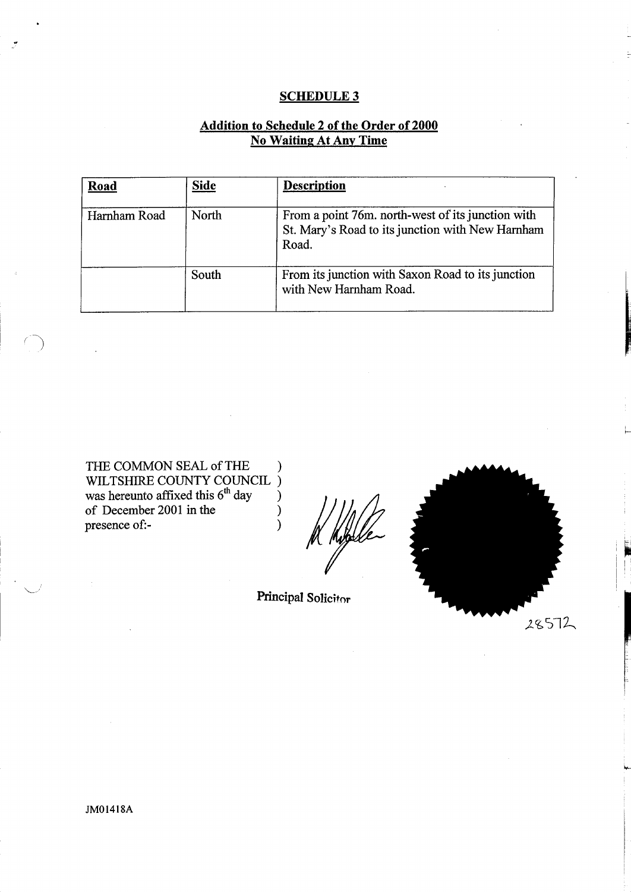## SCHEDULE 3

### Addition to Schedule 2 of the Order of 2000
### No Waiting At Any Time

| Road | Side | Description |
|---|---|---|
| Harnham Road | North | From a point 76m. north-west of its junction with St. Mary's Road to its junction with New Harnham Road. |
| | South | From its junction with Saxon Road to its junction with New Harnham Road. |

THE COMMON SEAL of THE WILTSHIRE COUNTY COUNCIL was hereunto affixed this 6th day of December 2001 in the presence of:-

Principal Solicitor

28572

JM01418A